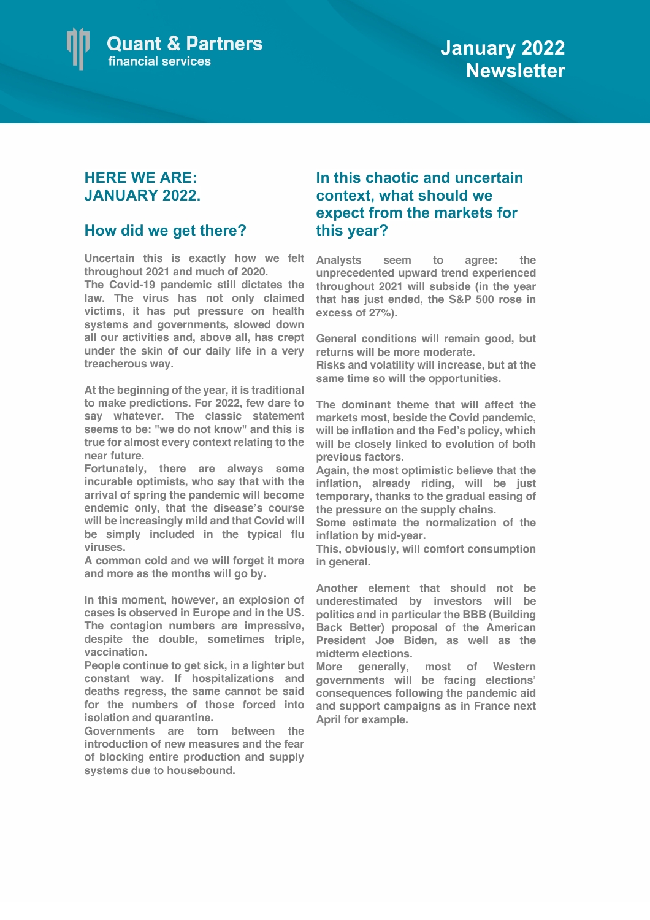Quant & Partners
financial services

# January 2022 Newsletter

## HERE WE ARE: JANUARY 2022.

### How did we get there?

Uncertain this is exactly how we felt throughout 2021 and much of 2020.
The Covid-19 pandemic still dictates the law. The virus has not only claimed victims, it has put pressure on health systems and governments, slowed down all our activities and, above all, has crept under the skin of our daily life in a very treacherous way.

At the beginning of the year, it is traditional to make predictions. For 2022, few dare to say whatever. The classic statement seems to be: "we do not know" and this is true for almost every context relating to the near future.
Fortunately, there are always some incurable optimists, who say that with the arrival of spring the pandemic will become endemic only, that the disease's course will be increasingly mild and that Covid will be simply included in the typical flu viruses.
A common cold and we will forget it more and more as the months will go by.

In this moment, however, an explosion of cases is observed in Europe and in the US. The contagion numbers are impressive, despite the double, sometimes triple, vaccination.
People continue to get sick, in a lighter but constant way. If hospitalizations and deaths regress, the same cannot be said for the numbers of those forced into isolation and quarantine.
Governments are torn between the introduction of new measures and the fear of blocking entire production and supply systems due to housebound.

## In this chaotic and uncertain context, what should we expect from the markets for this year?

Analysts seem to agree: the unprecedented upward trend experienced throughout 2021 will subside (in the year that has just ended, the S&P 500 rose in excess of 27%).

General conditions will remain good, but returns will be more moderate.
Risks and volatility will increase, but at the same time so will the opportunities.

The dominant theme that will affect the markets most, beside the Covid pandemic, will be inflation and the Fed's policy, which will be closely linked to evolution of both previous factors.
Again, the most optimistic believe that the inflation, already riding, will be just temporary, thanks to the gradual easing of the pressure on the supply chains.
Some estimate the normalization of the inflation by mid-year.
This, obviously, will comfort consumption in general.

Another element that should not be underestimated by investors will be politics and in particular the BBB (Building Back Better) proposal of the American President Joe Biden, as well as the midterm elections.
More generally, most of Western governments will be facing elections' consequences following the pandemic aid and support campaigns as in France next April for example.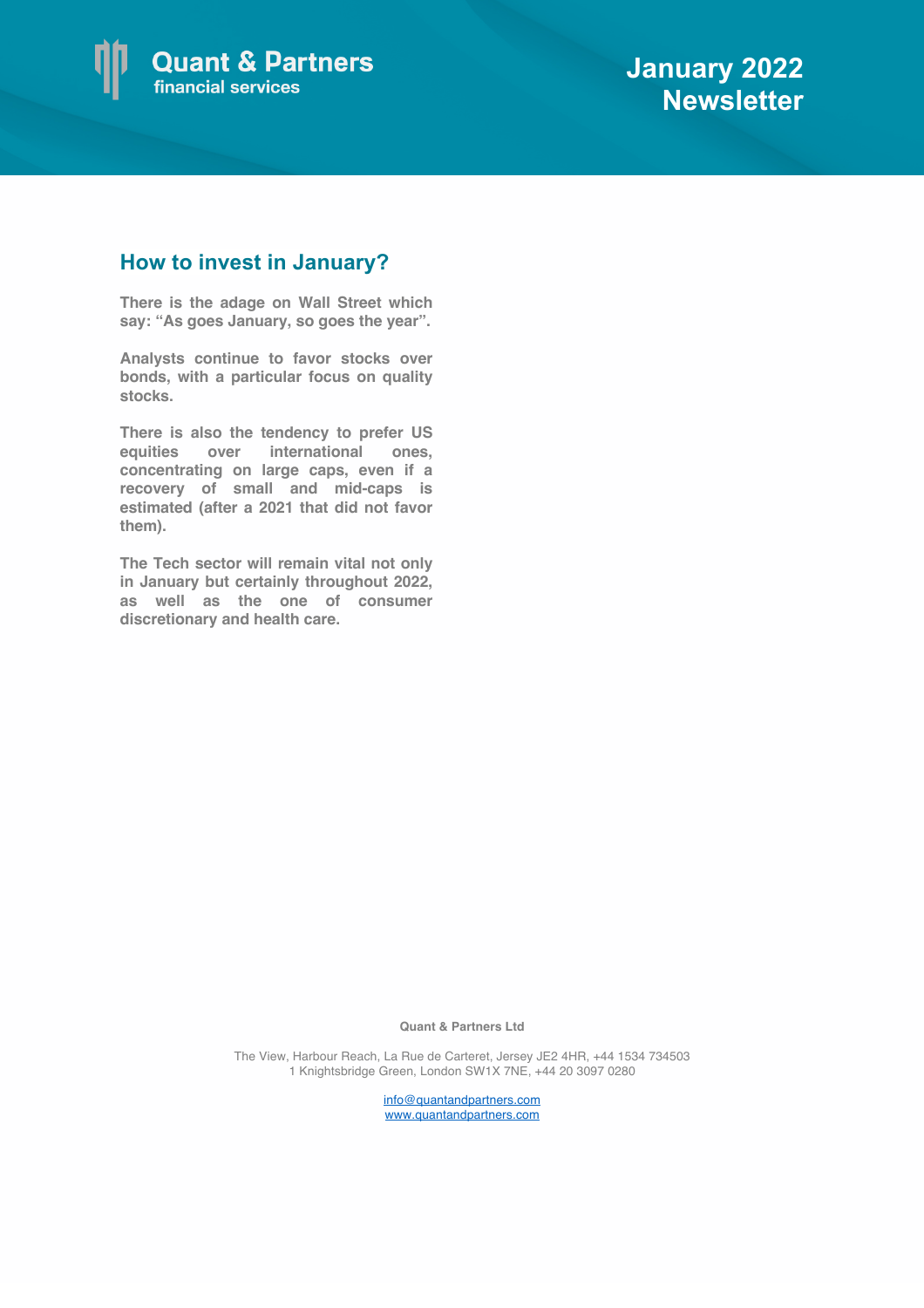## How to invest in January?

**There is the adage on Wall Street which say: "As goes January, so goes the year".**

**Analysts continue to favor stocks over bonds, with a particular focus on quality stocks.**

**There is also the tendency to prefer US equities over international ones, concentrating on large caps, even if a recovery of small and mid-caps is estimated (after a 2021 that did not favor them).**

**The Tech sector will remain vital not only in January but certainly throughout 2022, as well as the one of consumer discretionary and health care.**

**Quant & Partners Ltd**

The View, Harbour Reach, La Rue de Carteret, Jersey JE2 4HR, +44 1534 734503
1 Knightsbridge Green, London SW1X 7NE, +44 20 3097 0280

info@quantandpartners.com
www.quantandpartners.com